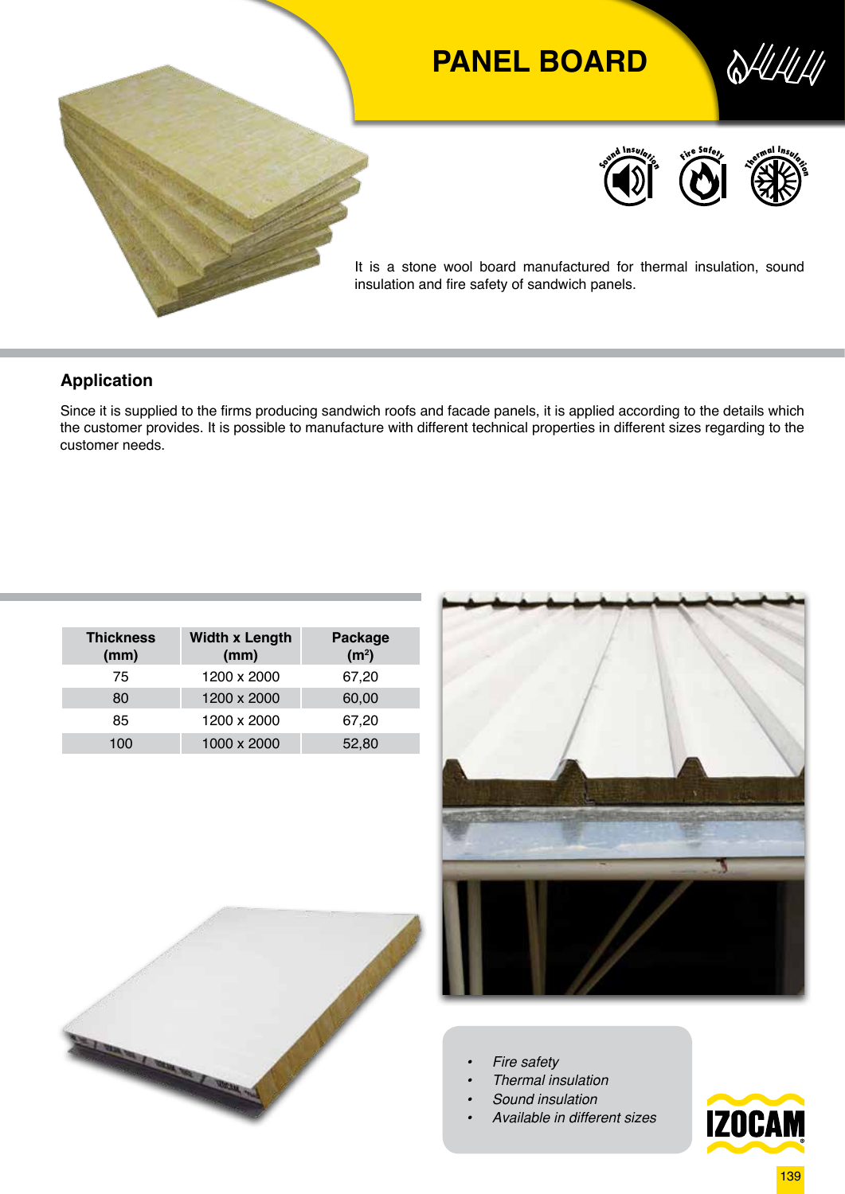# PANEL BOARD

Sound Insulation · Fire Safety · Thermal Insulation

It is a stone wool board manufactured for thermal insulation, sound insulation and fire safety of sandwich panels.

## Application

Since it is supplied to the firms producing sandwich roofs and facade panels, it is applied according to the details which the customer provides. It is possible to manufacture with different technical properties in different sizes regarding to the customer needs.

| Thickness (mm) | Width x Length (mm) | Package ($m^2$) |
|---|---|---|
| 75 | 1200 x 2000 | 67,20 |
| 80 | 1200 x 2000 | 60,00 |
| 85 | 1200 x 2000 | 67,20 |
| 100 | 1000 x 2000 | 52,80 |

- *Fire safety*
- *Thermal insulation*
- *Sound insulation*
- *Available in different sizes*

IZOCAM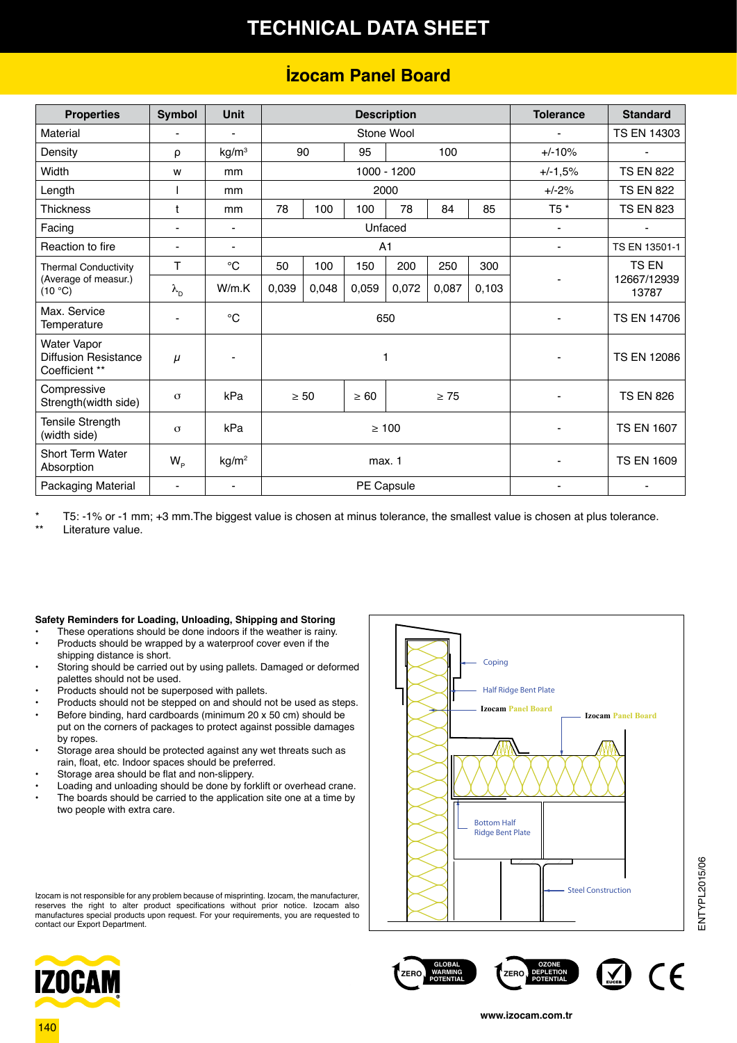# TECHNICAL DATA SHEET

## İzocam Panel Board

| Properties | Symbol | Unit | Description | | | | | | Tolerance | Standard |
|---|---|---|---|---|---|---|---|---|---|---|
| Material | - | - | Stone Wool | | | | | | - | TS EN 14303 |
| Density | ρ | $kg/m^3$ | 90 | | 95 | 100 | | | +/-10% | - |
| Width | w | mm | 1000 - 1200 | | | | | | +/-1,5% | TS EN 822 |
| Length | l | mm | 2000 | | | | | | +/-2% | TS EN 822 |
| Thickness | t | mm | 78 | 100 | 100 | 78 | 84 | 85 | T5 * | TS EN 823 |
| Facing | - | - | Unfaced | | | | | | - | - |
| Reaction to fire | - | - | A1 | | | | | | - | TS EN 13501-1 |
| Thermal Conductivity (Average of measur.) (10 °C) | T | °C | 50 | 100 | 150 | 200 | 250 | 300 | - | TS EN 12667/12939 13787 |
| | $\lambda_D$ | W/m.K | 0,039 | 0,048 | 0,059 | 0,072 | 0,087 | 0,103 | | |
| Max. Service Temperature | - | °C | 650 | | | | | | - | TS EN 14706 |
| Water Vapor Diffusion Resistance Coefficient ** | $\mu$ | - | 1 | | | | | | - | TS EN 12086 |
| Compressive Strength(width side) | σ | kPa | ≥ 50 | | ≥ 60 | ≥ 75 | | | - | TS EN 826 |
| Tensile Strength (width side) | σ | kPa | ≥ 100 | | | | | | - | TS EN 1607 |
| Short Term Water Absorption | $W_P$ | $kg/m^2$ | max. 1 | | | | | | - | TS EN 1609 |
| Packaging Material | - | - | PE Capsule | | | | | | - | - |

\* T5: -1% or -1 mm; +3 mm.The biggest value is chosen at minus tolerance, the smallest value is chosen at plus tolerance.

\*\* Literature value.

**Safety Reminders for Loading, Unloading, Shipping and Storing**

- These operations should be done indoors if the weather is rainy.
- Products should be wrapped by a waterproof cover even if the shipping distance is short.
- Storing should be carried out by using pallets. Damaged or deformed palettes should not be used.
- Products should not be superposed with pallets.
- Products should not be stepped on and should not be used as steps.
- Before binding, hard cardboards (minimum 20 x 50 cm) should be put on the corners of packages to protect against possible damages by ropes.
- Storage area should be protected against any wet threats such as rain, float, etc. Indoor spaces should be preferred.
- Storage area should be flat and non-slippery.
- Loading and unloading should be done by forklift or overhead crane.
- The boards should be carried to the application site one at a time by two people with extra care.

Coping
Half Ridge Bent Plate
Izocam Panel Board
Izocam Panel Board
Bottom Half Ridge Bent Plate
Steel Construction

Izocam is not responsible for any problem because of misprinting. Izocam, the manufacturer, reserves the right to alter product specifications without prior notice. Izocam also manufactures special products upon request. For your requirements, you are requested to contact our Export Department.

ENTYPL2015/06

ZERO GLOBAL WARMING POTENTIAL

ZERO OZONE DEPLETION POTENTIAL

www.izocam.com.tr